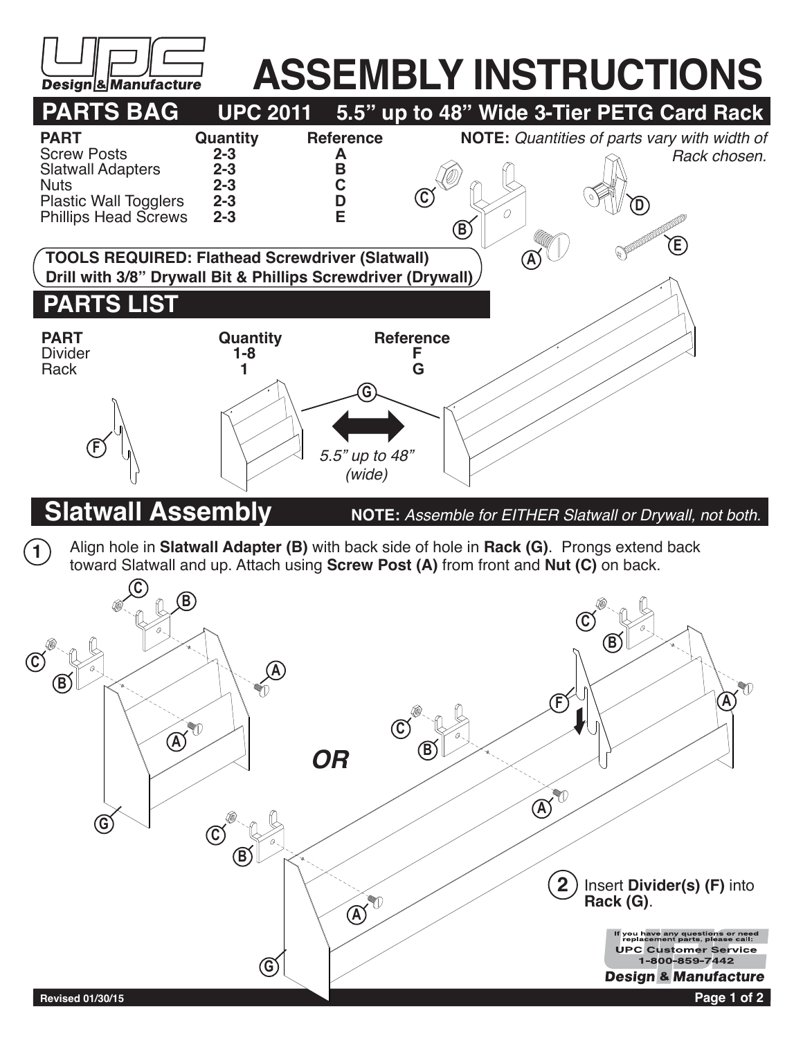# ASSEMBLY INSTRUCTIONS

UPC Design & Manufacture

## PARTS BAG — UPC 2011 — 5.5" up to 48" Wide 3-Tier PETG Card Rack

| PART | Quantity | Reference |
|---|---|---|
| Screw Posts | 2-3 | A |
| Slatwall Adapters | 2-3 | B |
| Nuts | 2-3 | C |
| Plastic Wall Togglers | 2-3 | D |
| Phillips Head Screws | 2-3 | E |

**NOTE:** *Quantities of parts vary with width of Rack chosen.*

**TOOLS REQUIRED: Flathead Screwdriver (Slatwall)**
**Drill with 3/8" Drywall Bit & Phillips Screwdriver (Drywall)**

## PARTS LIST

| PART | Quantity | Reference |
|---|---|---|
| Divider | 1-8 | F |
| Rack | 1 | G |

*5.5" up to 48" (wide)*

## Slatwall Assembly

**NOTE:** *Assemble for EITHER Slatwall or Drywall, not both.*

1. Align hole in **Slatwall Adapter (B)** with back side of hole in **Rack (G)**. Prongs extend back toward Slatwall and up. Attach using **Screw Post (A)** from front and **Nut (C)** on back.

*OR*

2. Insert **Divider(s) (F)** into **Rack (G)**.

If you have any questions or need replacement parts, please call:
UPC Customer Service
1-800-859-7442
Design & Manufacture

Revised 01/30/15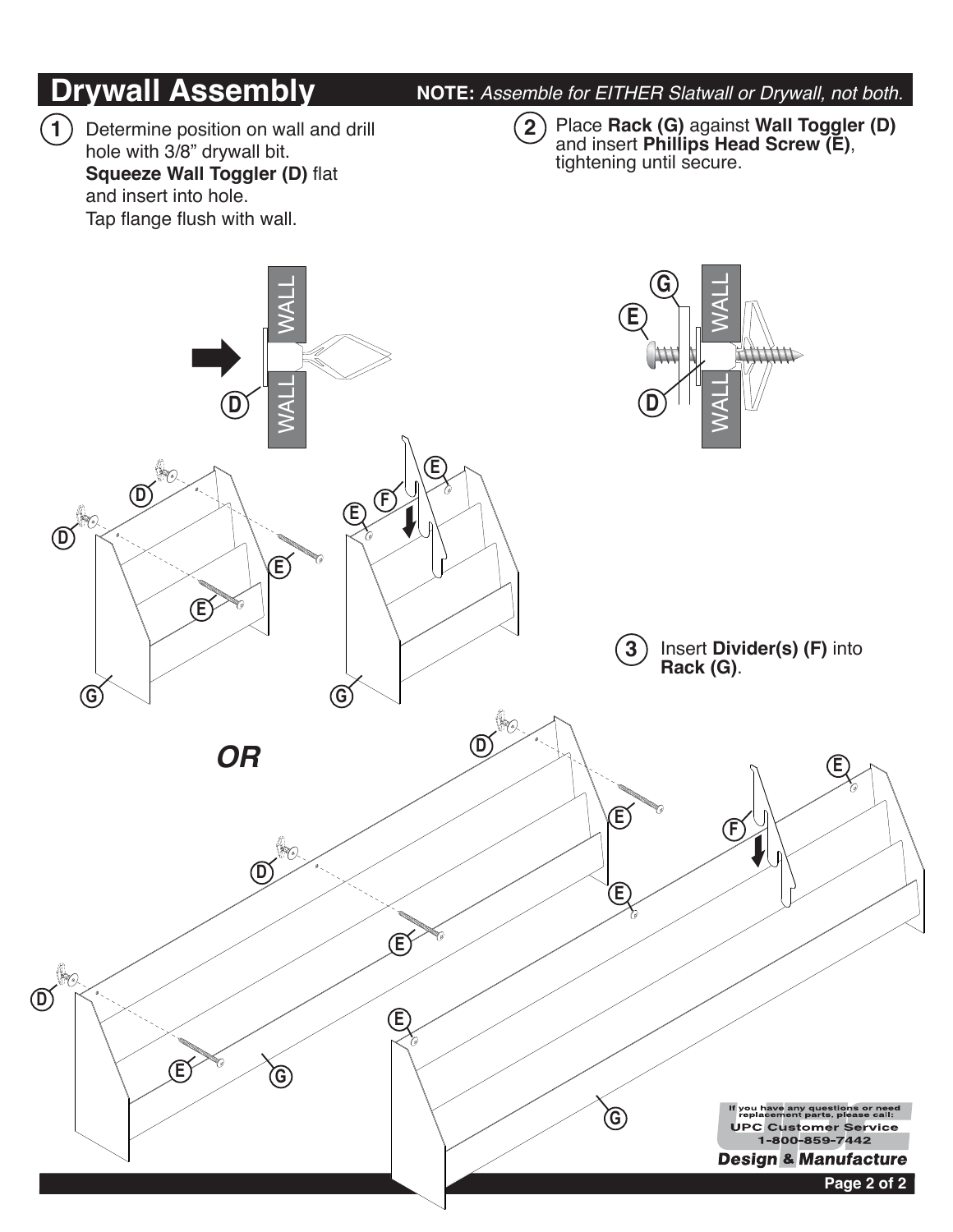# Drywall Assembly

**NOTE:** *Assemble for EITHER Slatwall or Drywall, not both.*

1. Determine position on wall and drill hole with 3/8" drywall bit. **Squeeze Wall Toggler (D)** flat and insert into hole. Tap flange flush with wall.

2. Place **Rack (G)** against **Wall Toggler (D)** and insert **Phillips Head Screw (E)**, tightening until secure.

3. Insert **Divider(s) (F)** into **Rack (G)**.

***OR***

If you have any questions or need replacement parts, please call:
UPC Customer Service
1-800-859-7442

*Design & Manufacture*